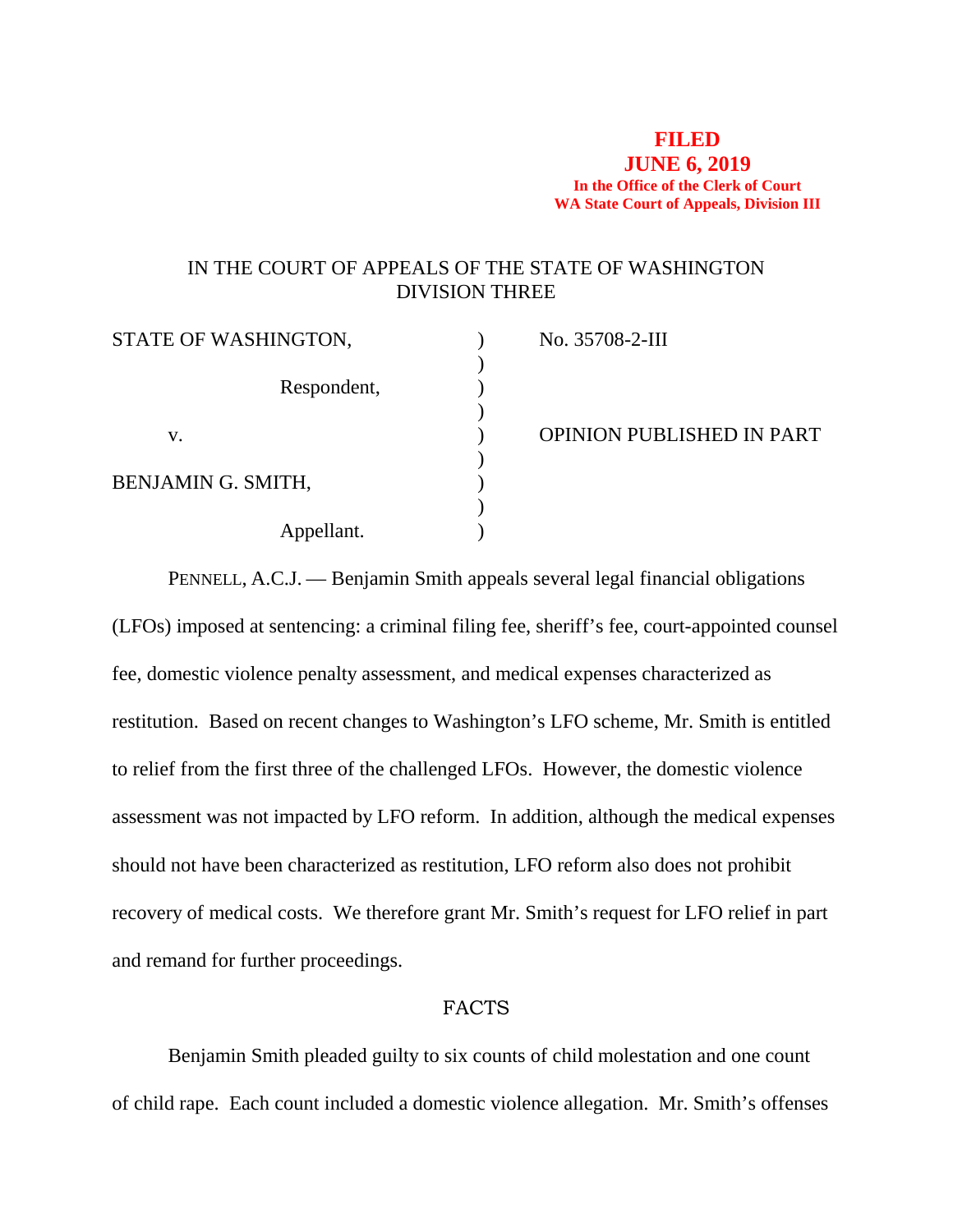**FILED**
**JUNE 6, 2019**
**In the Office of the Clerk of Court**
**WA State Court of Appeals, Division III**

IN THE COURT OF APPEALS OF THE STATE OF WASHINGTON
DIVISION THREE

| | | |
|---|---|---|
| STATE OF WASHINGTON, | ) | No. 35708-2-III |
| Respondent, | ) | |
| v. | ) | OPINION PUBLISHED IN PART |
| BENJAMIN G. SMITH, | ) | |
| Appellant. | ) | |

PENNELL, A.C.J. — Benjamin Smith appeals several legal financial obligations (LFOs) imposed at sentencing: a criminal filing fee, sheriff's fee, court-appointed counsel fee, domestic violence penalty assessment, and medical expenses characterized as restitution. Based on recent changes to Washington's LFO scheme, Mr. Smith is entitled to relief from the first three of the challenged LFOs. However, the domestic violence assessment was not impacted by LFO reform. In addition, although the medical expenses should not have been characterized as restitution, LFO reform also does not prohibit recovery of medical costs. We therefore grant Mr. Smith's request for LFO relief in part and remand for further proceedings.

## FACTS

Benjamin Smith pleaded guilty to six counts of child molestation and one count of child rape. Each count included a domestic violence allegation. Mr. Smith's offenses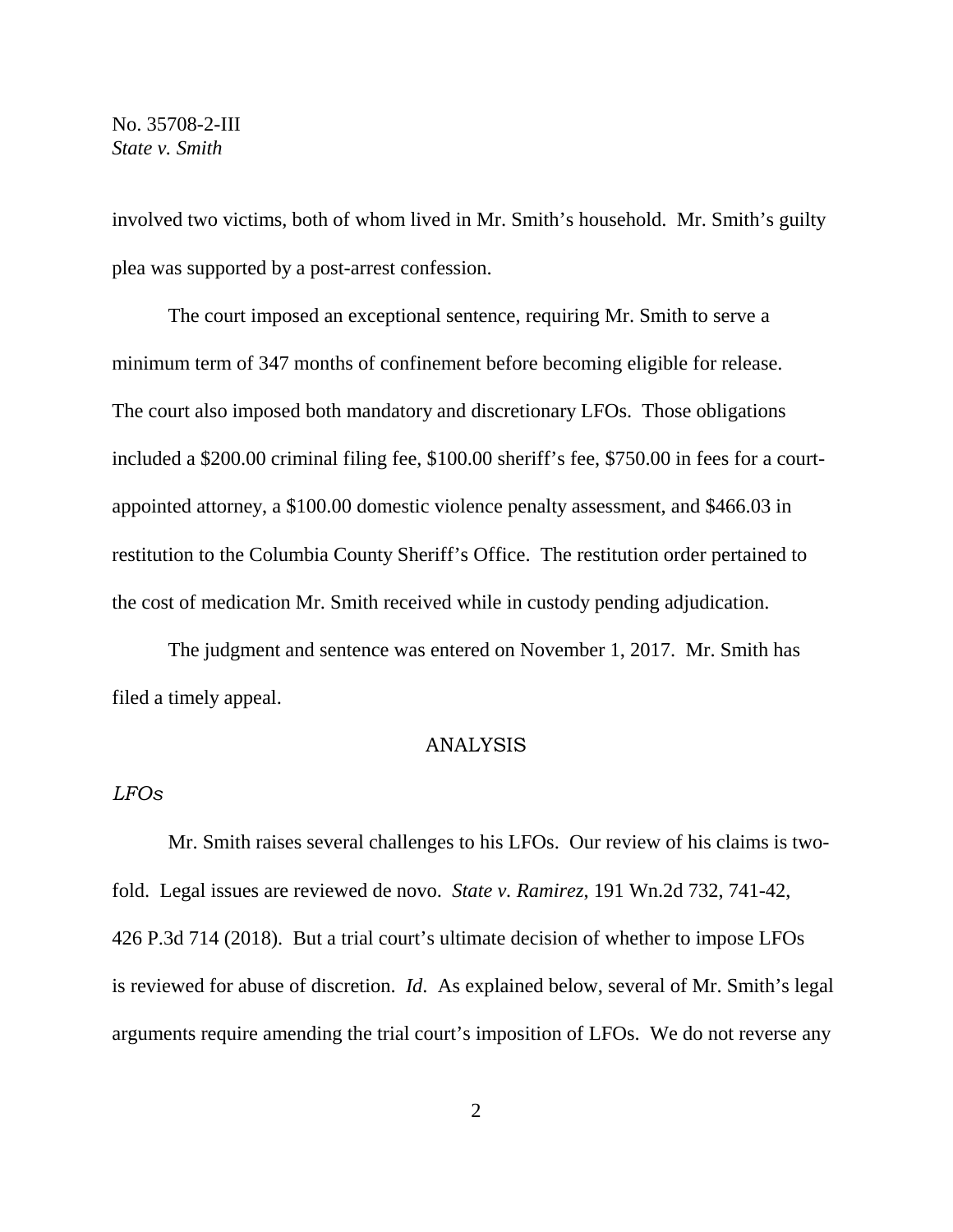involved two victims, both of whom lived in Mr. Smith's household. Mr. Smith's guilty plea was supported by a post-arrest confession.

The court imposed an exceptional sentence, requiring Mr. Smith to serve a minimum term of 347 months of confinement before becoming eligible for release. The court also imposed both mandatory and discretionary LFOs. Those obligations included a \$200.00 criminal filing fee, \$100.00 sheriff's fee, \$750.00 in fees for a court-appointed attorney, a \$100.00 domestic violence penalty assessment, and \$466.03 in restitution to the Columbia County Sheriff's Office. The restitution order pertained to the cost of medication Mr. Smith received while in custody pending adjudication.

The judgment and sentence was entered on November 1, 2017. Mr. Smith has filed a timely appeal.

## ANALYSIS

### *LFOs*

Mr. Smith raises several challenges to his LFOs. Our review of his claims is two-fold. Legal issues are reviewed de novo. *State v. Ramirez*, 191 Wn.2d 732, 741-42, 426 P.3d 714 (2018). But a trial court's ultimate decision of whether to impose LFOs is reviewed for abuse of discretion. *Id*. As explained below, several of Mr. Smith's legal arguments require amending the trial court's imposition of LFOs. We do not reverse any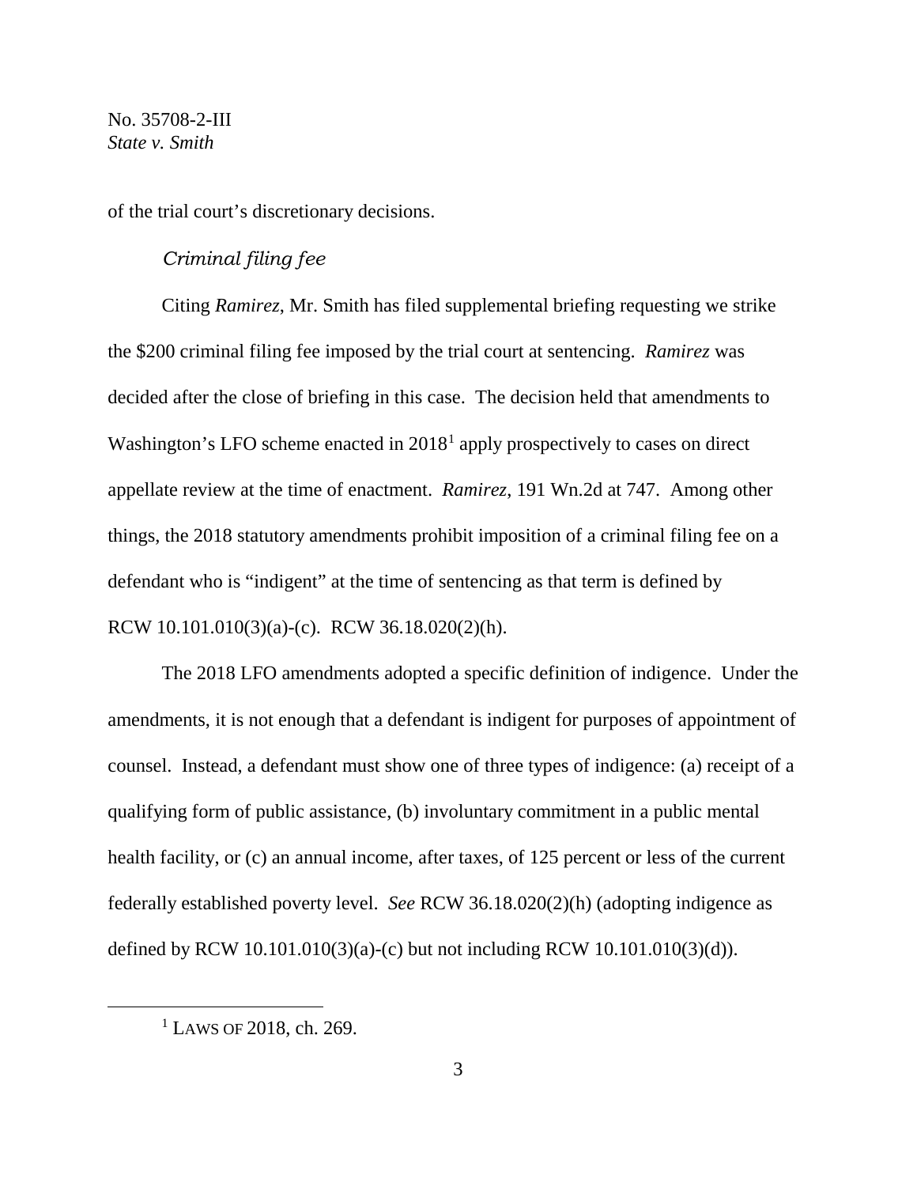of the trial court's discretionary decisions.

*Criminal filing fee*

Citing *Ramirez*, Mr. Smith has filed supplemental briefing requesting we strike the $200 criminal filing fee imposed by the trial court at sentencing. *Ramirez* was decided after the close of briefing in this case. The decision held that amendments to Washington's LFO scheme enacted in 2018[1] apply prospectively to cases on direct appellate review at the time of enactment. *Ramirez*, 191 Wn.2d at 747. Among other things, the 2018 statutory amendments prohibit imposition of a criminal filing fee on a defendant who is "indigent" at the time of sentencing as that term is defined by RCW 10.101.010(3)(a)-(c). RCW 36.18.020(2)(h).

The 2018 LFO amendments adopted a specific definition of indigence. Under the amendments, it is not enough that a defendant is indigent for purposes of appointment of counsel. Instead, a defendant must show one of three types of indigence: (a) receipt of a qualifying form of public assistance, (b) involuntary commitment in a public mental health facility, or (c) an annual income, after taxes, of 125 percent or less of the current federally established poverty level. *See* RCW 36.18.020(2)(h) (adopting indigence as defined by RCW 10.101.010(3)(a)-(c) but not including RCW 10.101.010(3)(d)).

---

[1] LAWS OF 2018, ch. 269.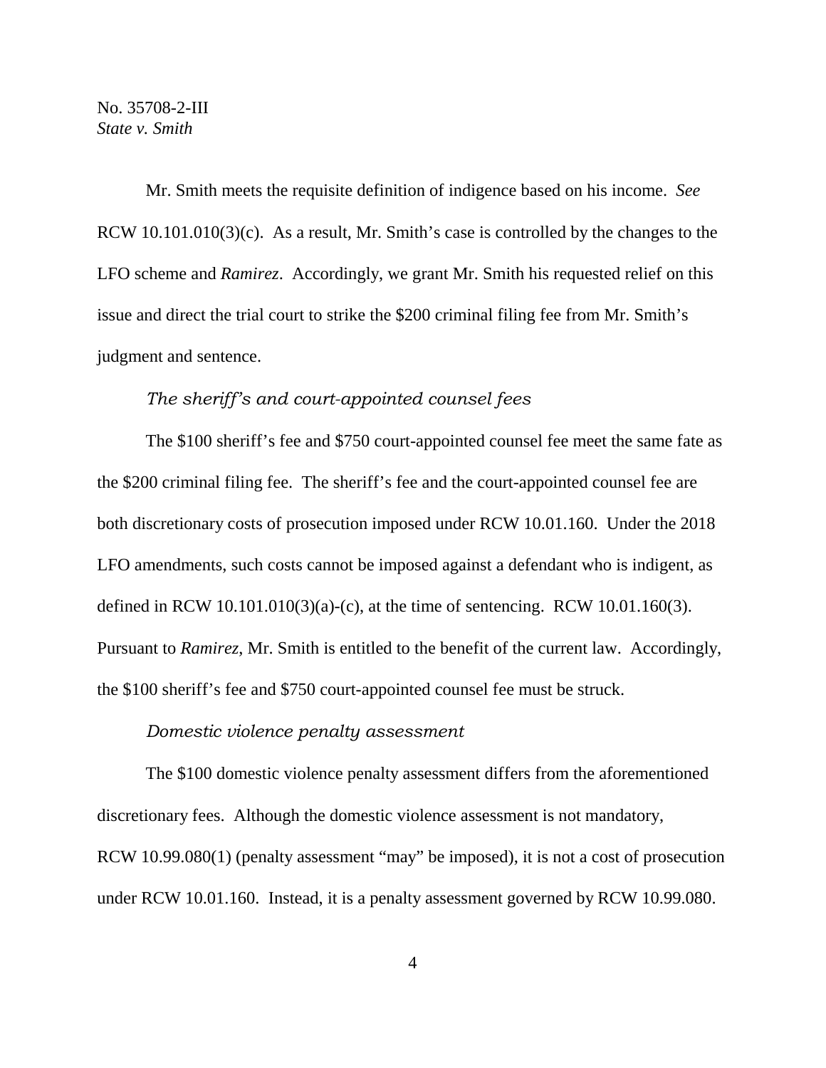Mr. Smith meets the requisite definition of indigence based on his income. *See* RCW 10.101.010(3)(c). As a result, Mr. Smith's case is controlled by the changes to the LFO scheme and *Ramirez*. Accordingly, we grant Mr. Smith his requested relief on this issue and direct the trial court to strike the $200 criminal filing fee from Mr. Smith's judgment and sentence.

*The sheriff's and court-appointed counsel fees*

The $100 sheriff's fee and $750 court-appointed counsel fee meet the same fate as the $200 criminal filing fee. The sheriff's fee and the court-appointed counsel fee are both discretionary costs of prosecution imposed under RCW 10.01.160. Under the 2018 LFO amendments, such costs cannot be imposed against a defendant who is indigent, as defined in RCW 10.101.010(3)(a)-(c), at the time of sentencing. RCW 10.01.160(3). Pursuant to *Ramirez*, Mr. Smith is entitled to the benefit of the current law. Accordingly, the $100 sheriff's fee and $750 court-appointed counsel fee must be struck.

*Domestic violence penalty assessment*

The $100 domestic violence penalty assessment differs from the aforementioned discretionary fees. Although the domestic violence assessment is not mandatory, RCW 10.99.080(1) (penalty assessment "may" be imposed), it is not a cost of prosecution under RCW 10.01.160. Instead, it is a penalty assessment governed by RCW 10.99.080.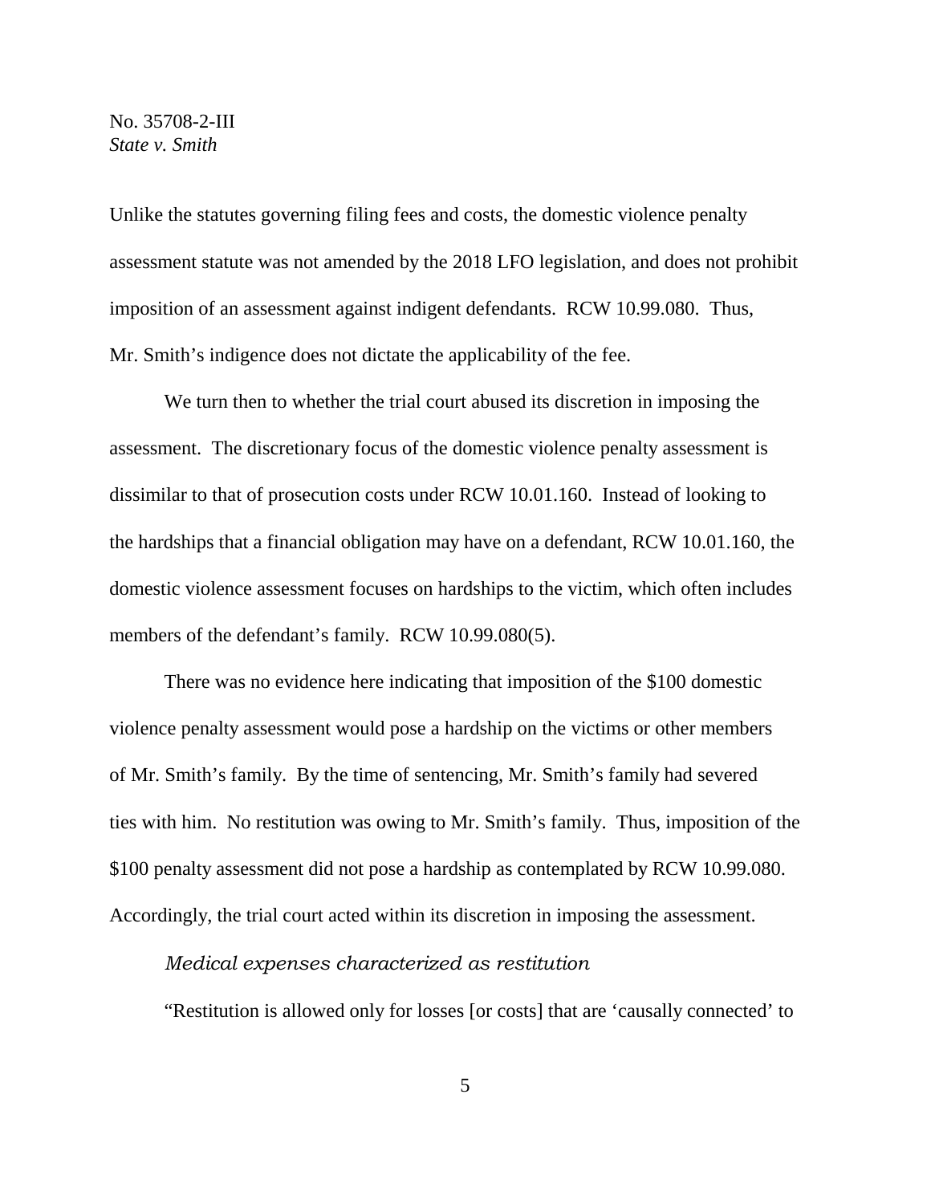Unlike the statutes governing filing fees and costs, the domestic violence penalty assessment statute was not amended by the 2018 LFO legislation, and does not prohibit imposition of an assessment against indigent defendants. RCW 10.99.080. Thus, Mr. Smith's indigence does not dictate the applicability of the fee.

We turn then to whether the trial court abused its discretion in imposing the assessment. The discretionary focus of the domestic violence penalty assessment is dissimilar to that of prosecution costs under RCW 10.01.160. Instead of looking to the hardships that a financial obligation may have on a defendant, RCW 10.01.160, the domestic violence assessment focuses on hardships to the victim, which often includes members of the defendant's family. RCW 10.99.080(5).

There was no evidence here indicating that imposition of the $100 domestic violence penalty assessment would pose a hardship on the victims or other members of Mr. Smith's family. By the time of sentencing, Mr. Smith's family had severed ties with him. No restitution was owing to Mr. Smith's family. Thus, imposition of the $100 penalty assessment did not pose a hardship as contemplated by RCW 10.99.080. Accordingly, the trial court acted within its discretion in imposing the assessment.

*Medical expenses characterized as restitution*

"Restitution is allowed only for losses [or costs] that are 'causally connected' to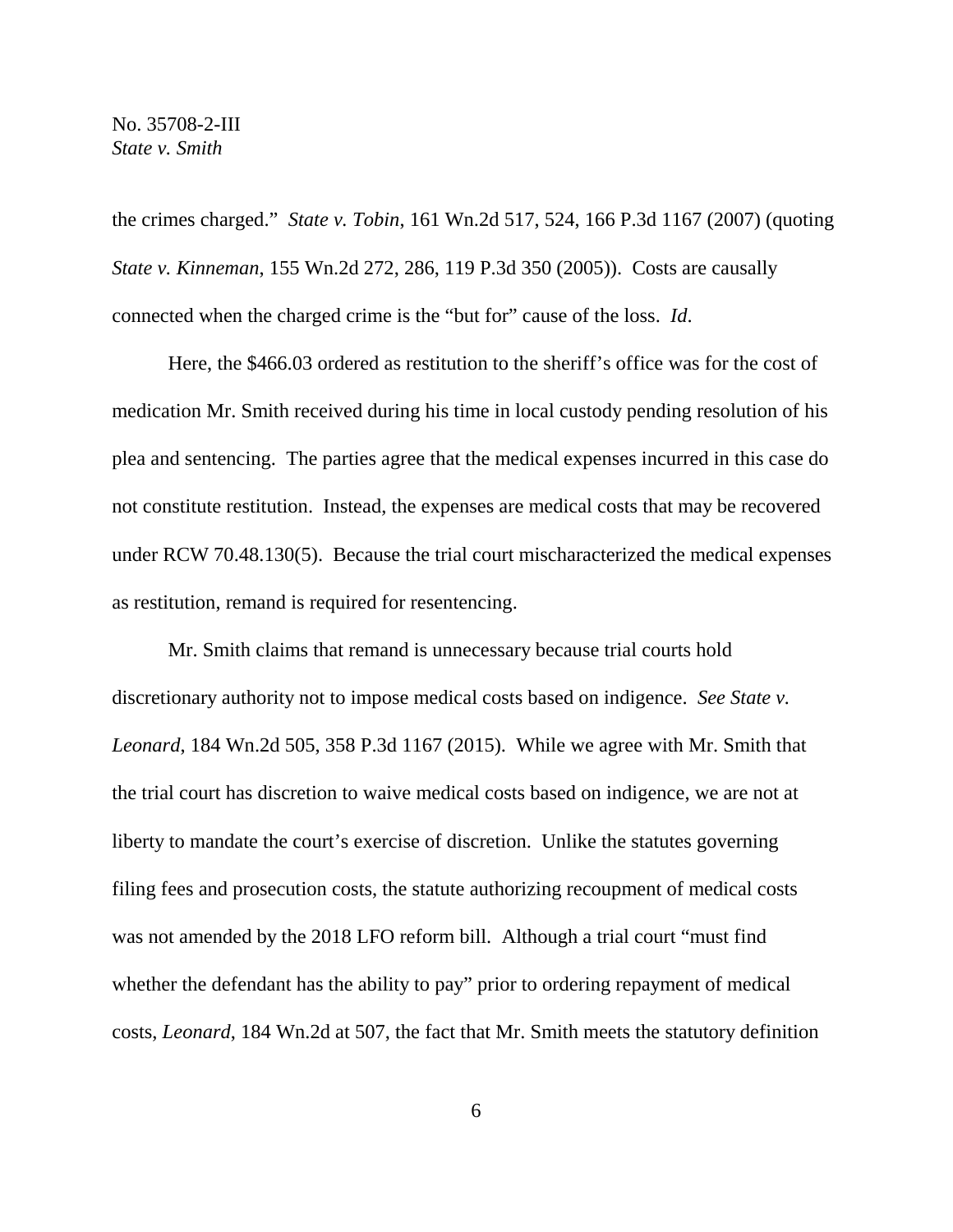the crimes charged." *State v. Tobin*, 161 Wn.2d 517, 524, 166 P.3d 1167 (2007) (quoting *State v. Kinneman*, 155 Wn.2d 272, 286, 119 P.3d 350 (2005)). Costs are causally connected when the charged crime is the "but for" cause of the loss. *Id*.

Here, the $466.03 ordered as restitution to the sheriff's office was for the cost of medication Mr. Smith received during his time in local custody pending resolution of his plea and sentencing. The parties agree that the medical expenses incurred in this case do not constitute restitution. Instead, the expenses are medical costs that may be recovered under RCW 70.48.130(5). Because the trial court mischaracterized the medical expenses as restitution, remand is required for resentencing.

Mr. Smith claims that remand is unnecessary because trial courts hold discretionary authority not to impose medical costs based on indigence. *See State v. Leonard*, 184 Wn.2d 505, 358 P.3d 1167 (2015). While we agree with Mr. Smith that the trial court has discretion to waive medical costs based on indigence, we are not at liberty to mandate the court's exercise of discretion. Unlike the statutes governing filing fees and prosecution costs, the statute authorizing recoupment of medical costs was not amended by the 2018 LFO reform bill. Although a trial court "must find whether the defendant has the ability to pay" prior to ordering repayment of medical costs, *Leonard*, 184 Wn.2d at 507, the fact that Mr. Smith meets the statutory definition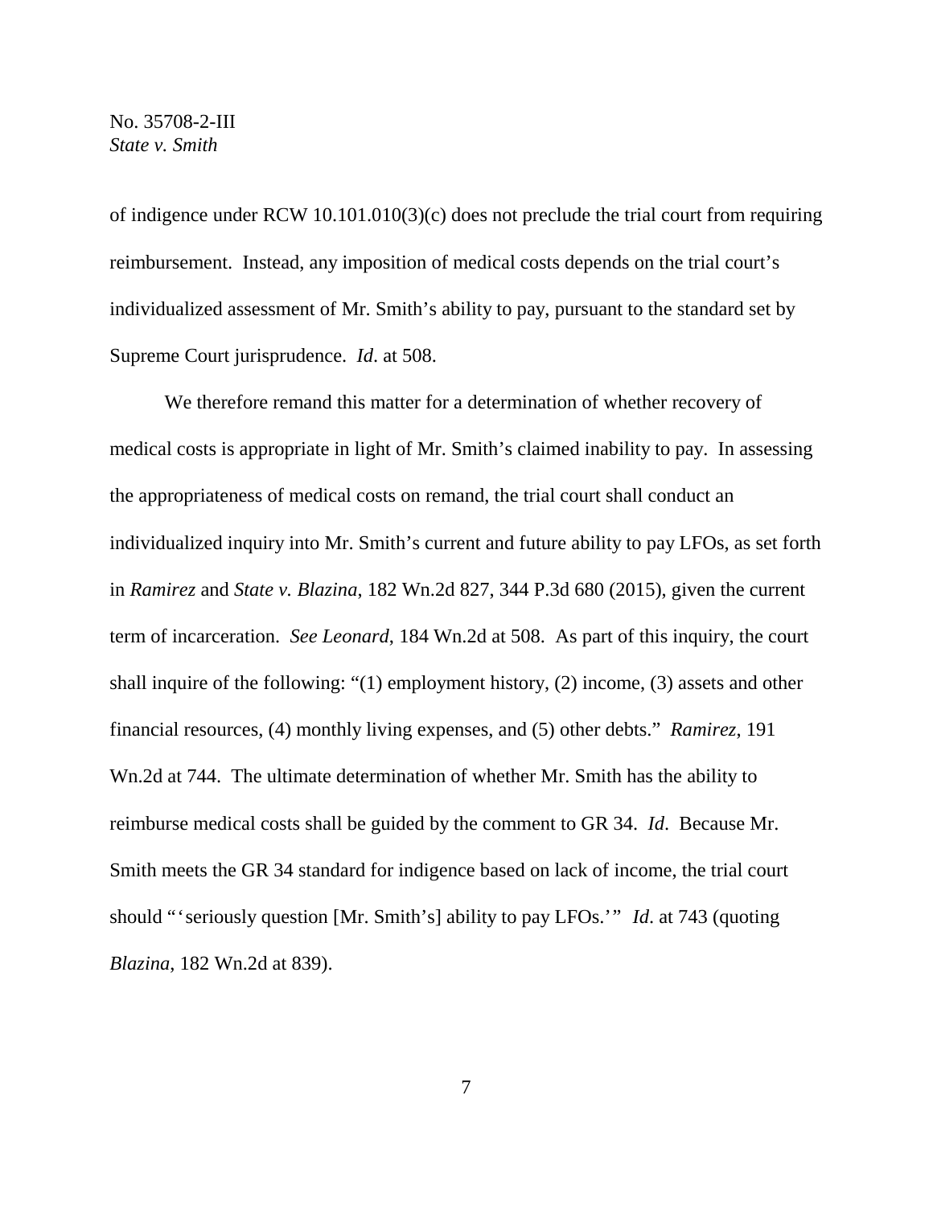of indigence under RCW 10.101.010(3)(c) does not preclude the trial court from requiring reimbursement. Instead, any imposition of medical costs depends on the trial court's individualized assessment of Mr. Smith's ability to pay, pursuant to the standard set by Supreme Court jurisprudence. *Id*. at 508.

We therefore remand this matter for a determination of whether recovery of medical costs is appropriate in light of Mr. Smith's claimed inability to pay. In assessing the appropriateness of medical costs on remand, the trial court shall conduct an individualized inquiry into Mr. Smith's current and future ability to pay LFOs, as set forth in *Ramirez* and *State v. Blazina*, 182 Wn.2d 827, 344 P.3d 680 (2015), given the current term of incarceration. *See Leonard*, 184 Wn.2d at 508. As part of this inquiry, the court shall inquire of the following: "(1) employment history, (2) income, (3) assets and other financial resources, (4) monthly living expenses, and (5) other debts." *Ramirez*, 191 Wn.2d at 744. The ultimate determination of whether Mr. Smith has the ability to reimburse medical costs shall be guided by the comment to GR 34. *Id*. Because Mr. Smith meets the GR 34 standard for indigence based on lack of income, the trial court should "'seriously question [Mr. Smith's] ability to pay LFOs.'" *Id*. at 743 (quoting *Blazina*, 182 Wn.2d at 839).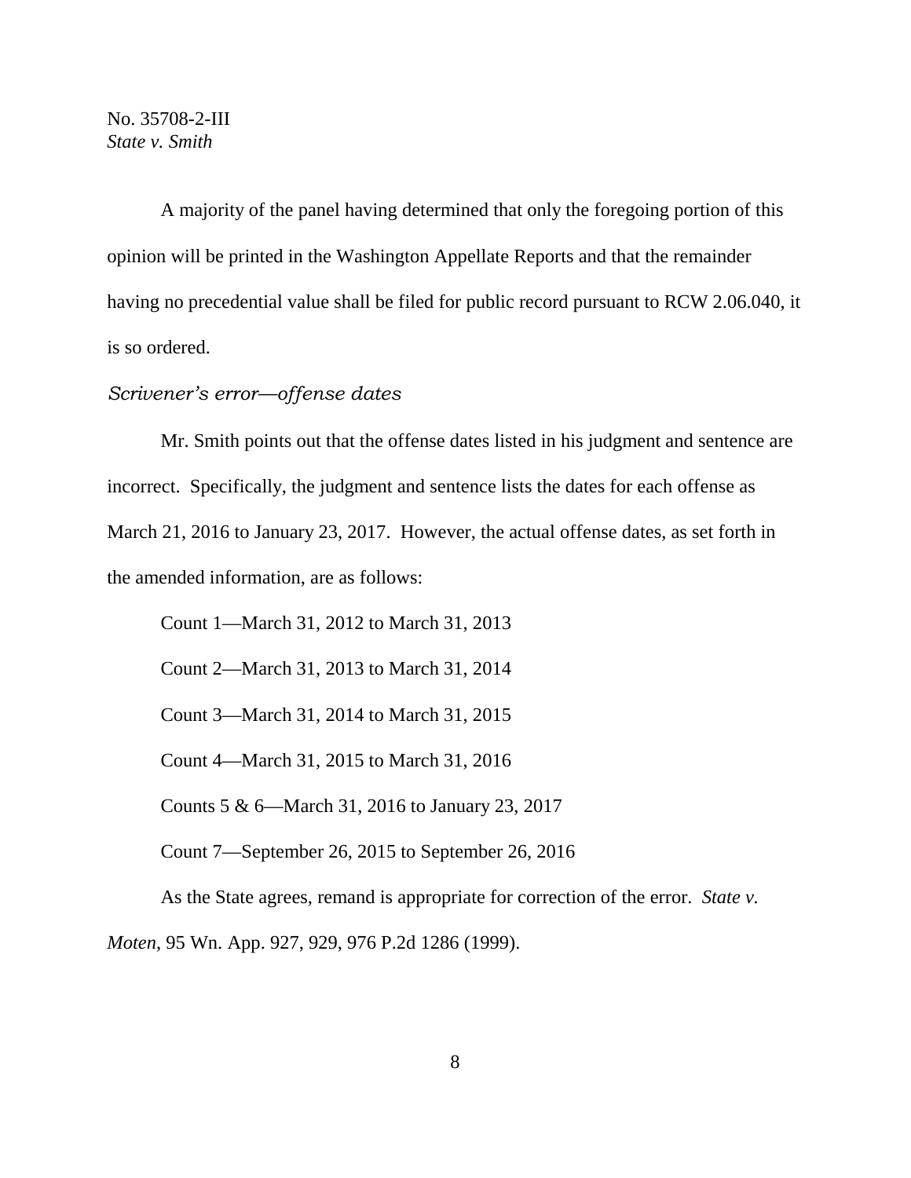A majority of the panel having determined that only the foregoing portion of this opinion will be printed in the Washington Appellate Reports and that the remainder having no precedential value shall be filed for public record pursuant to RCW 2.06.040, it is so ordered.

*Scrivener's error—offense dates*

Mr. Smith points out that the offense dates listed in his judgment and sentence are incorrect. Specifically, the judgment and sentence lists the dates for each offense as March 21, 2016 to January 23, 2017. However, the actual offense dates, as set forth in the amended information, are as follows:

Count 1—March 31, 2012 to March 31, 2013

Count 2—March 31, 2013 to March 31, 2014

Count 3—March 31, 2014 to March 31, 2015

Count 4—March 31, 2015 to March 31, 2016

Counts 5 & 6—March 31, 2016 to January 23, 2017

Count 7—September 26, 2015 to September 26, 2016

As the State agrees, remand is appropriate for correction of the error. *State v. Moten*, 95 Wn. App. 927, 929, 976 P.2d 1286 (1999).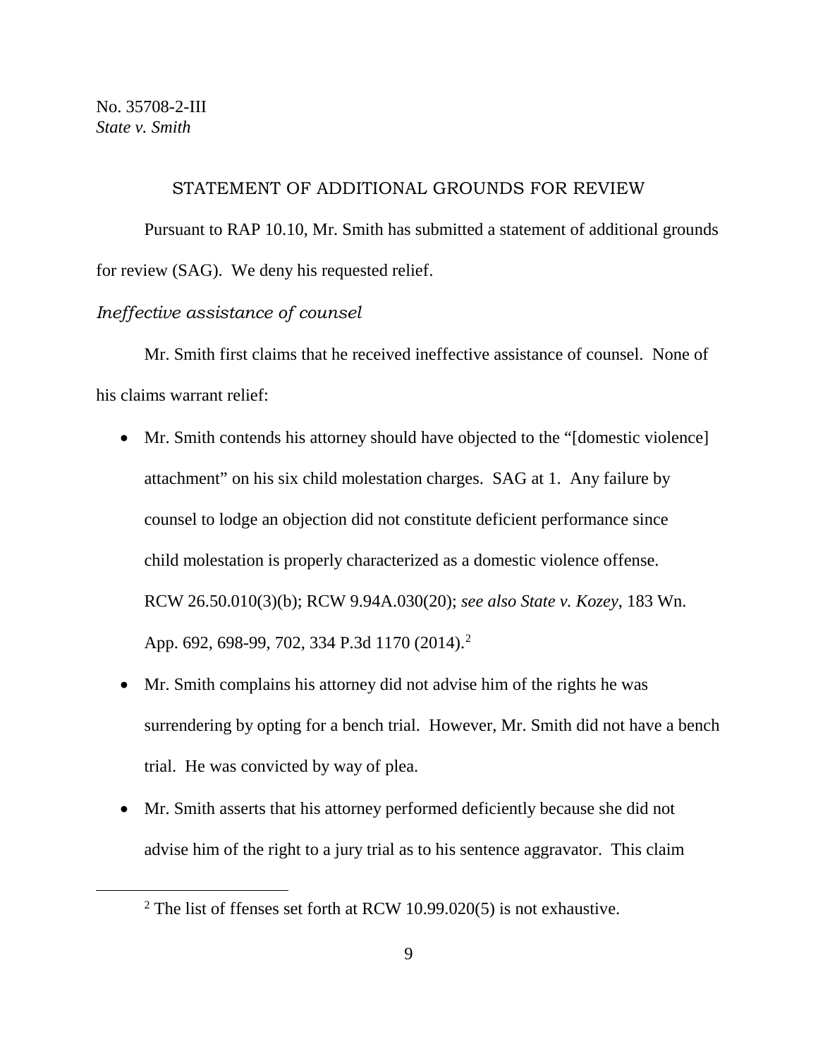No. 35708-2-III
*State v. Smith*

## STATEMENT OF ADDITIONAL GROUNDS FOR REVIEW

Pursuant to RAP 10.10, Mr. Smith has submitted a statement of additional grounds for review (SAG). We deny his requested relief.

*Ineffective assistance of counsel*

Mr. Smith first claims that he received ineffective assistance of counsel. None of his claims warrant relief:

- Mr. Smith contends his attorney should have objected to the "[domestic violence] attachment" on his six child molestation charges. SAG at 1. Any failure by counsel to lodge an objection did not constitute deficient performance since child molestation is properly characterized as a domestic violence offense. RCW 26.50.010(3)(b); RCW 9.94A.030(20); *see also State v. Kozey*, 183 Wn. App. 692, 698-99, 702, 334 P.3d 1170 (2014).[2]
- Mr. Smith complains his attorney did not advise him of the rights he was surrendering by opting for a bench trial. However, Mr. Smith did not have a bench trial. He was convicted by way of plea.
- Mr. Smith asserts that his attorney performed deficiently because she did not advise him of the right to a jury trial as to his sentence aggravator. This claim

[2] The list of ffenses set forth at RCW 10.99.020(5) is not exhaustive.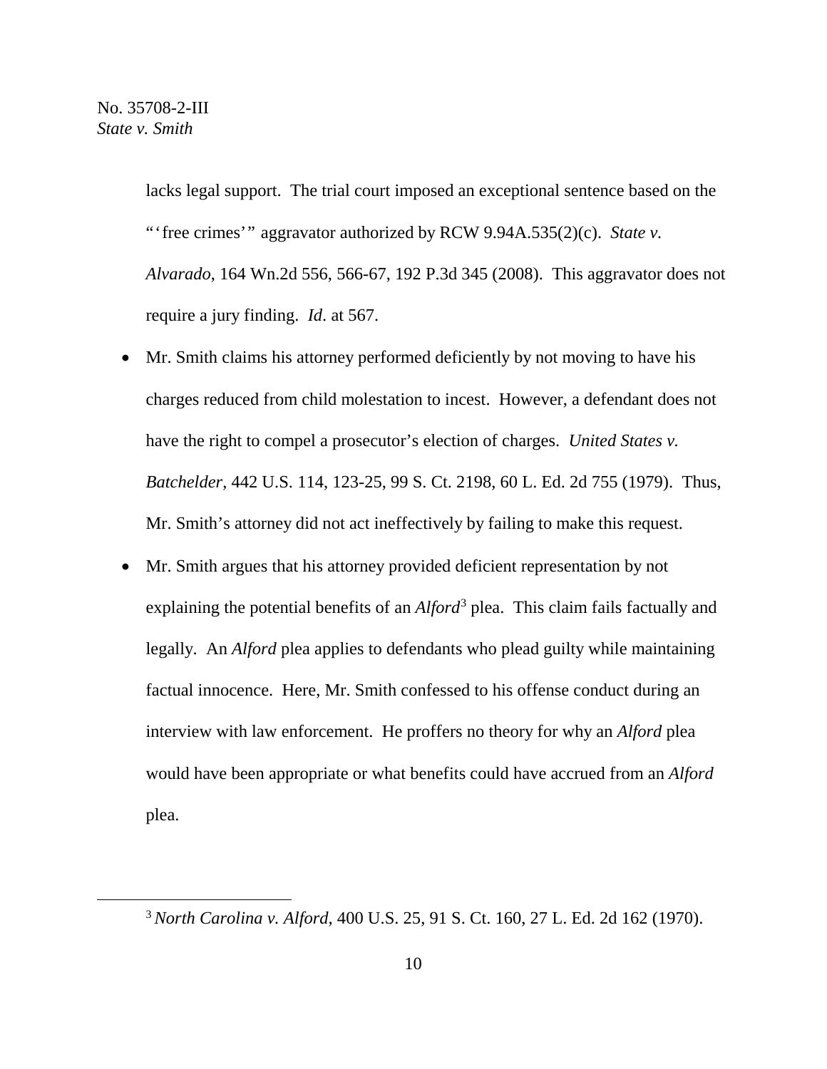lacks legal support. The trial court imposed an exceptional sentence based on the "'free crimes'" aggravator authorized by RCW 9.94A.535(2)(c). *State v. Alvarado*, 164 Wn.2d 556, 566-67, 192 P.3d 345 (2008). This aggravator does not require a jury finding. *Id*. at 567.

- Mr. Smith claims his attorney performed deficiently by not moving to have his charges reduced from child molestation to incest. However, a defendant does not have the right to compel a prosecutor's election of charges. *United States v. Batchelder*, 442 U.S. 114, 123-25, 99 S. Ct. 2198, 60 L. Ed. 2d 755 (1979). Thus, Mr. Smith's attorney did not act ineffectively by failing to make this request.
- Mr. Smith argues that his attorney provided deficient representation by not explaining the potential benefits of an *Alford*[3] plea. This claim fails factually and legally. An *Alford* plea applies to defendants who plead guilty while maintaining factual innocence. Here, Mr. Smith confessed to his offense conduct during an interview with law enforcement. He proffers no theory for why an *Alford* plea would have been appropriate or what benefits could have accrued from an *Alford* plea.

[3] *North Carolina v. Alford*, 400 U.S. 25, 91 S. Ct. 160, 27 L. Ed. 2d 162 (1970).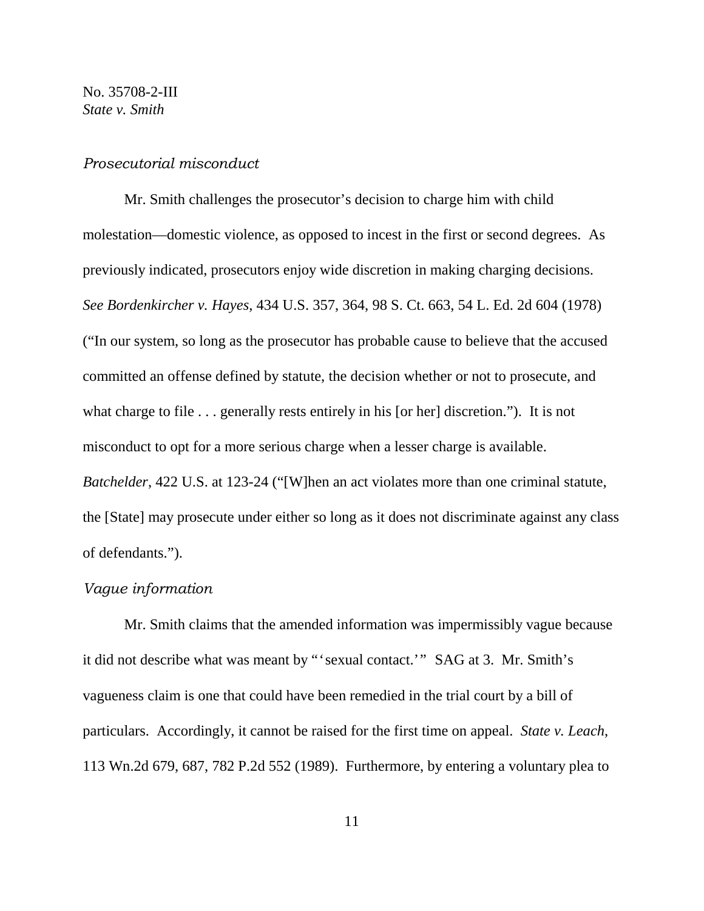*Prosecutorial misconduct*

Mr. Smith challenges the prosecutor's decision to charge him with child molestation—domestic violence, as opposed to incest in the first or second degrees. As previously indicated, prosecutors enjoy wide discretion in making charging decisions. *See Bordenkircher v. Hayes*, 434 U.S. 357, 364, 98 S. Ct. 663, 54 L. Ed. 2d 604 (1978) ("In our system, so long as the prosecutor has probable cause to believe that the accused committed an offense defined by statute, the decision whether or not to prosecute, and what charge to file . . . generally rests entirely in his [or her] discretion."). It is not misconduct to opt for a more serious charge when a lesser charge is available. *Batchelder*, 422 U.S. at 123-24 ("[W]hen an act violates more than one criminal statute, the [State] may prosecute under either so long as it does not discriminate against any class of defendants.").

*Vague information*

Mr. Smith claims that the amended information was impermissibly vague because it did not describe what was meant by "'sexual contact.'" SAG at 3. Mr. Smith's vagueness claim is one that could have been remedied in the trial court by a bill of particulars. Accordingly, it cannot be raised for the first time on appeal. *State v. Leach*, 113 Wn.2d 679, 687, 782 P.2d 552 (1989). Furthermore, by entering a voluntary plea to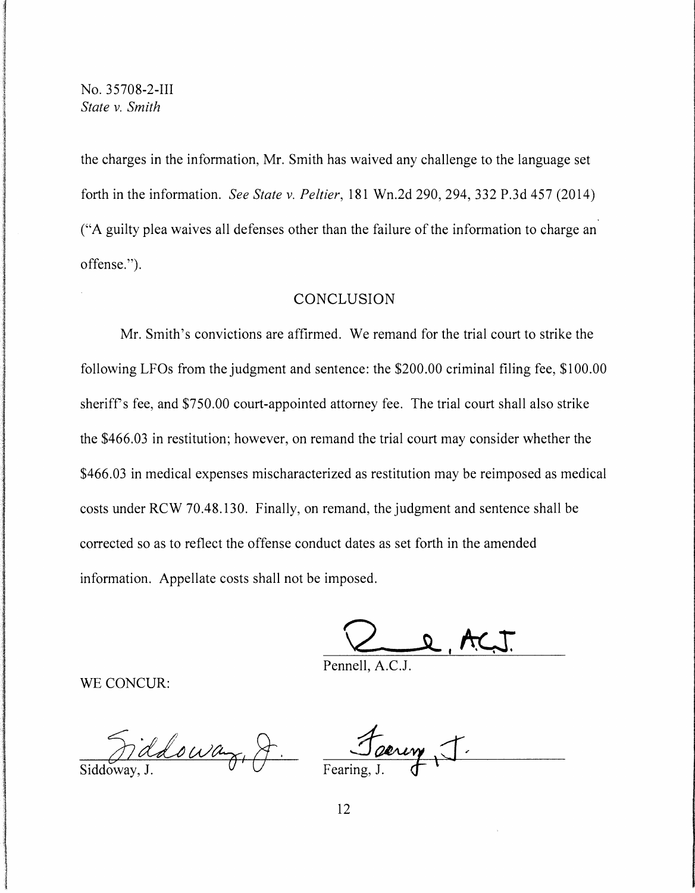the charges in the information, Mr. Smith has waived any challenge to the language set forth in the information. *See State v. Peltier*, 181 Wn.2d 290, 294, 332 P.3d 457 (2014) ("A guilty plea waives all defenses other than the failure of the information to charge an offense.").

## CONCLUSION

Mr. Smith's convictions are affirmed. We remand for the trial court to strike the following LFOs from the judgment and sentence: the $200.00 criminal filing fee, $100.00 sheriff's fee, and $750.00 court-appointed attorney fee. The trial court shall also strike the $466.03 in restitution; however, on remand the trial court may consider whether the $466.03 in medical expenses mischaracterized as restitution may be reimposed as medical costs under RCW 70.48.130. Finally, on remand, the judgment and sentence shall be corrected so as to reflect the offense conduct dates as set forth in the amended information. Appellate costs shall not be imposed.

Pennell, A.C.J.

WE CONCUR:

Siddoway, J.

Fearing, J.